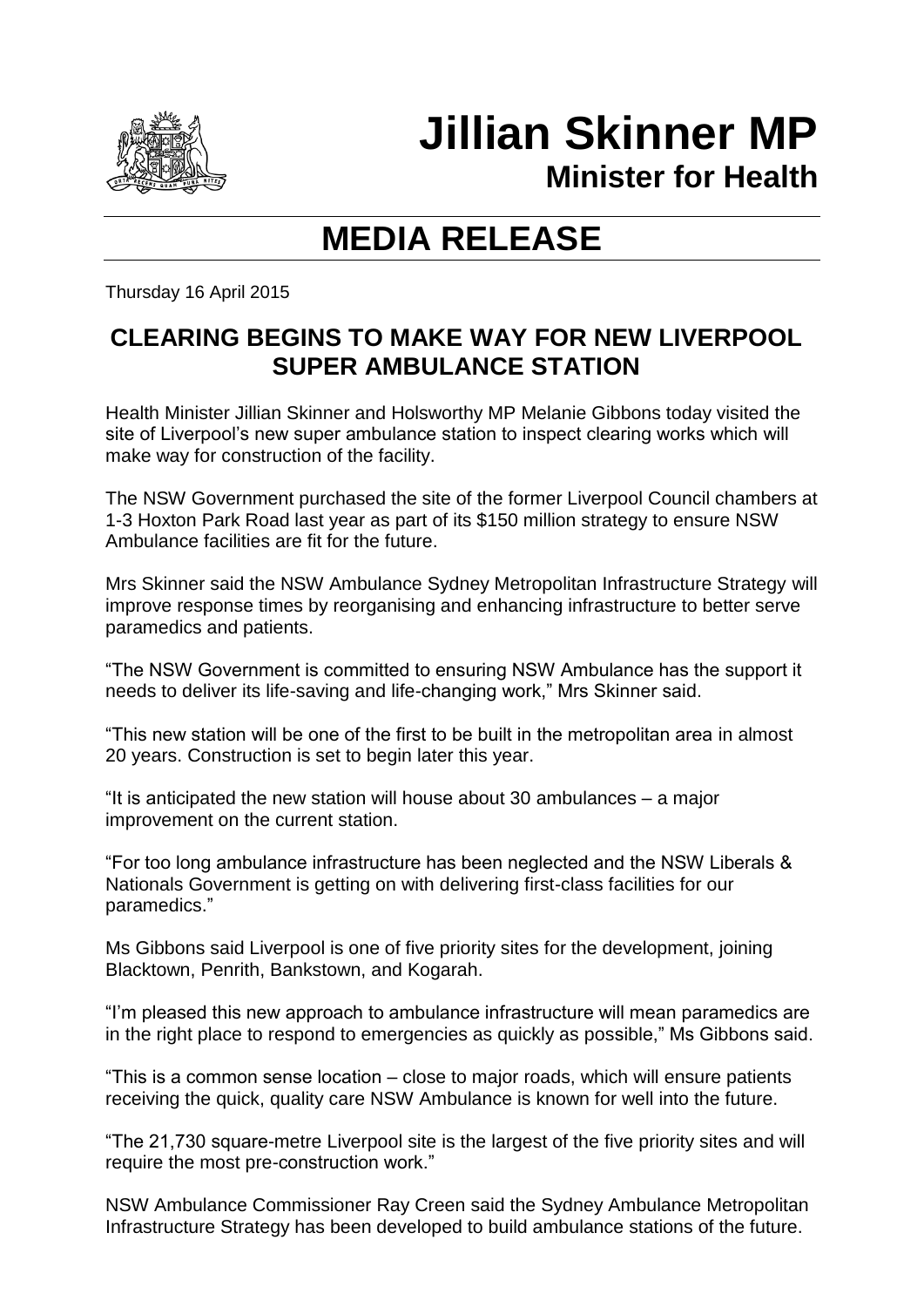# Jillian Skinner MP

## Minister for Health

# MEDIA RELEASE

Thursday 16 April 2015

## CLEARING BEGINS TO MAKE WAY FOR NEW LIVERPOOL SUPER AMBULANCE STATION

Health Minister Jillian Skinner and Holsworthy MP Melanie Gibbons today visited the site of Liverpool's new super ambulance station to inspect clearing works which will make way for construction of the facility.

The NSW Government purchased the site of the former Liverpool Council chambers at 1-3 Hoxton Park Road last year as part of its $150 million strategy to ensure NSW Ambulance facilities are fit for the future.

Mrs Skinner said the NSW Ambulance Sydney Metropolitan Infrastructure Strategy will improve response times by reorganising and enhancing infrastructure to better serve paramedics and patients.

"The NSW Government is committed to ensuring NSW Ambulance has the support it needs to deliver its life-saving and life-changing work," Mrs Skinner said.

"This new station will be one of the first to be built in the metropolitan area in almost 20 years. Construction is set to begin later this year.

"It is anticipated the new station will house about 30 ambulances – a major improvement on the current station.

"For too long ambulance infrastructure has been neglected and the NSW Liberals & Nationals Government is getting on with delivering first-class facilities for our paramedics."

Ms Gibbons said Liverpool is one of five priority sites for the development, joining Blacktown, Penrith, Bankstown, and Kogarah.

"I'm pleased this new approach to ambulance infrastructure will mean paramedics are in the right place to respond to emergencies as quickly as possible," Ms Gibbons said.

"This is a common sense location – close to major roads, which will ensure patients receiving the quick, quality care NSW Ambulance is known for well into the future.

"The 21,730 square-metre Liverpool site is the largest of the five priority sites and will require the most pre-construction work."

NSW Ambulance Commissioner Ray Creen said the Sydney Ambulance Metropolitan Infrastructure Strategy has been developed to build ambulance stations of the future.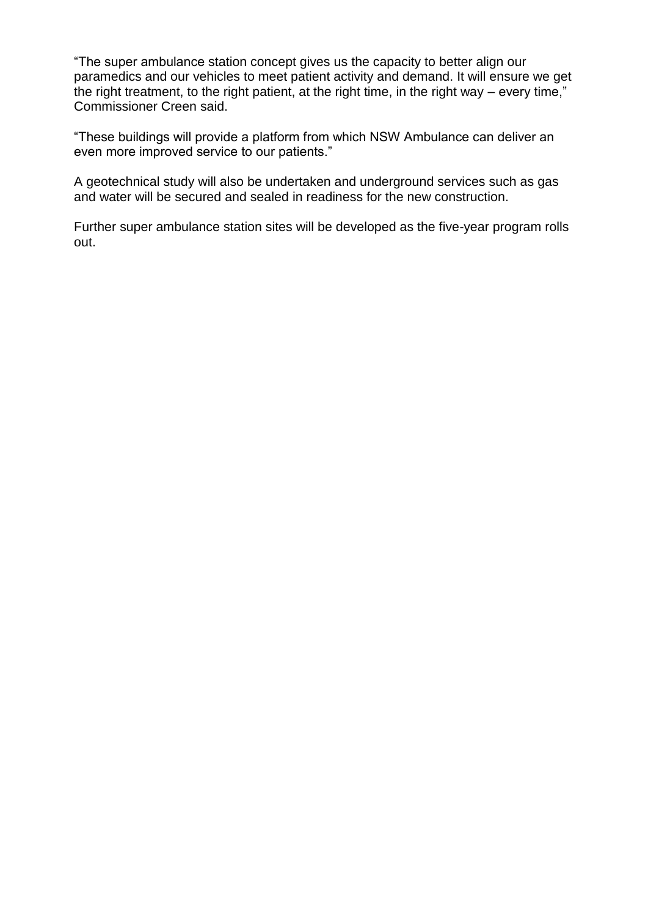"The super ambulance station concept gives us the capacity to better align our paramedics and our vehicles to meet patient activity and demand. It will ensure we get the right treatment, to the right patient, at the right time, in the right way – every time," Commissioner Creen said.

"These buildings will provide a platform from which NSW Ambulance can deliver an even more improved service to our patients."

A geotechnical study will also be undertaken and underground services such as gas and water will be secured and sealed in readiness for the new construction.

Further super ambulance station sites will be developed as the five-year program rolls out.